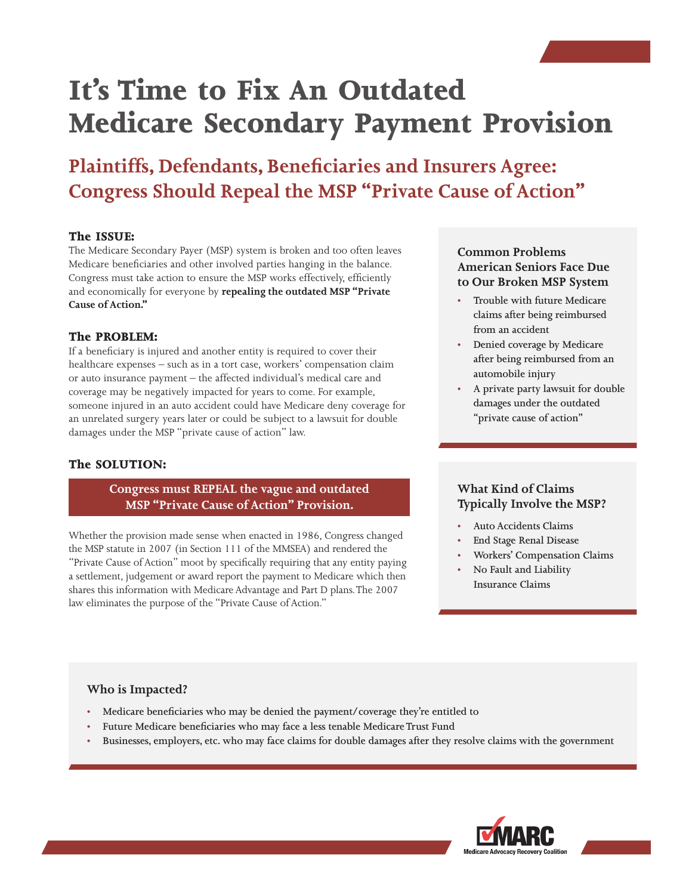# It's Time to Fix An Outdated Medicare Secondary Payment Provision

## Plaintiffs, Defendants, Beneficiaries and Insurers Agree: Congress Should Repeal the MSP "Private Cause of Action"

### The ISSUE:

The Medicare Secondary Payer (MSP) system is broken and too often leaves Medicare beneficiaries and other involved parties hanging in the balance. Congress must take action to ensure the MSP works effectively, efficiently and economically for everyone by **repealing the outdated MSP "Private Cause of Action."**

### The PROBLEM:

If a beneficiary is injured and another entity is required to cover their healthcare expenses – such as in a tort case, workers' compensation claim or auto insurance payment – the affected individual's medical care and coverage may be negatively impacted for years to come. For example, someone injured in an auto accident could have Medicare deny coverage for an unrelated surgery years later or could be subject to a lawsuit for double damages under the MSP "private cause of action" law.

### The SOLUTION:

**Congress must REPEAL the vague and outdated MSP "Private Cause of Action" Provision.**

Whether the provision made sense when enacted in 1986, Congress changed the MSP statute in 2007 (in Section 111 of the MMSEA) and rendered the "Private Cause of Action" moot by specifically requiring that any entity paying a settlement, judgement or award report the payment to Medicare which then shares this information with Medicare Advantage and Part D plans. The 2007 law eliminates the purpose of the "Private Cause of Action."

### Common Problems American Seniors Face Due to Our Broken MSP System

- Trouble with future Medicare claims after being reimbursed from an accident
- Denied coverage by Medicare after being reimbursed from an automobile injury
- A private party lawsuit for double damages under the outdated "private cause of action"

### What Kind of Claims Typically Involve the MSP?

- Auto Accidents Claims
- End Stage Renal Disease
- Workers' Compensation Claims
- No Fault and Liability Insurance Claims

### Who is Impacted?

- Medicare beneficiaries who may be denied the payment/coverage they're entitled to
- Future Medicare beneficiaries who may face a less tenable Medicare Trust Fund
- Businesses, employers, etc. who may face claims for double damages after they resolve claims with the government

MARC
Medicare Advocacy Recovery Coalition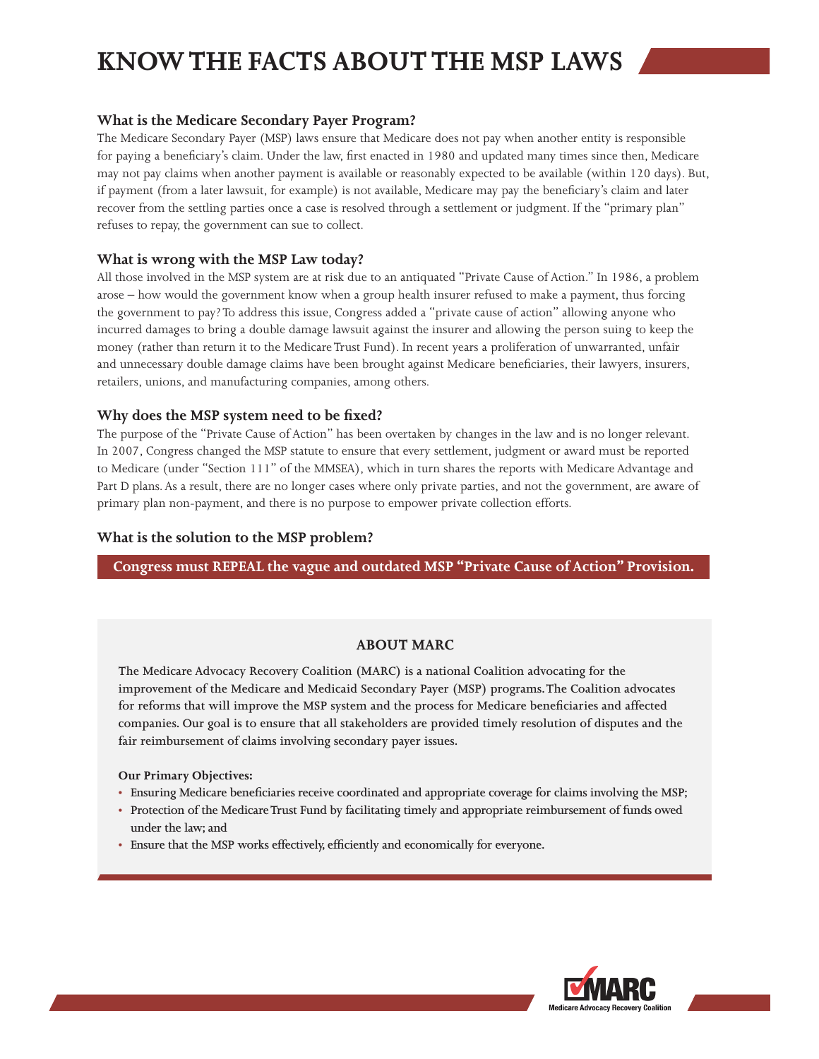# KNOW THE FACTS ABOUT THE MSP LAWS

### What is the Medicare Secondary Payer Program?

The Medicare Secondary Payer (MSP) laws ensure that Medicare does not pay when another entity is responsible for paying a beneficiary's claim. Under the law, first enacted in 1980 and updated many times since then, Medicare may not pay claims when another payment is available or reasonably expected to be available (within 120 days). But, if payment (from a later lawsuit, for example) is not available, Medicare may pay the beneficiary's claim and later recover from the settling parties once a case is resolved through a settlement or judgment. If the "primary plan" refuses to repay, the government can sue to collect.

### What is wrong with the MSP Law today?

All those involved in the MSP system are at risk due to an antiquated "Private Cause of Action." In 1986, a problem arose – how would the government know when a group health insurer refused to make a payment, thus forcing the government to pay? To address this issue, Congress added a "private cause of action" allowing anyone who incurred damages to bring a double damage lawsuit against the insurer and allowing the person suing to keep the money (rather than return it to the Medicare Trust Fund). In recent years a proliferation of unwarranted, unfair and unnecessary double damage claims have been brought against Medicare beneficiaries, their lawyers, insurers, retailers, unions, and manufacturing companies, among others.

### Why does the MSP system need to be fixed?

The purpose of the "Private Cause of Action" has been overtaken by changes in the law and is no longer relevant. In 2007, Congress changed the MSP statute to ensure that every settlement, judgment or award must be reported to Medicare (under "Section 111" of the MMSEA), which in turn shares the reports with Medicare Advantage and Part D plans. As a result, there are no longer cases where only private parties, and not the government, are aware of primary plan non-payment, and there is no purpose to empower private collection efforts.

### What is the solution to the MSP problem?

**Congress must REPEAL the vague and outdated MSP "Private Cause of Action" Provision.**

### ABOUT MARC

The Medicare Advocacy Recovery Coalition (MARC) is a national Coalition advocating for the improvement of the Medicare and Medicaid Secondary Payer (MSP) programs. The Coalition advocates for reforms that will improve the MSP system and the process for Medicare beneficiaries and affected companies. Our goal is to ensure that all stakeholders are provided timely resolution of disputes and the fair reimbursement of claims involving secondary payer issues.

**Our Primary Objectives:**

- Ensuring Medicare beneficiaries receive coordinated and appropriate coverage for claims involving the MSP;
- Protection of the Medicare Trust Fund by facilitating timely and appropriate reimbursement of funds owed under the law; and
- Ensure that the MSP works effectively, efficiently and economically for everyone.

MARC
Medicare Advocacy Recovery Coalition